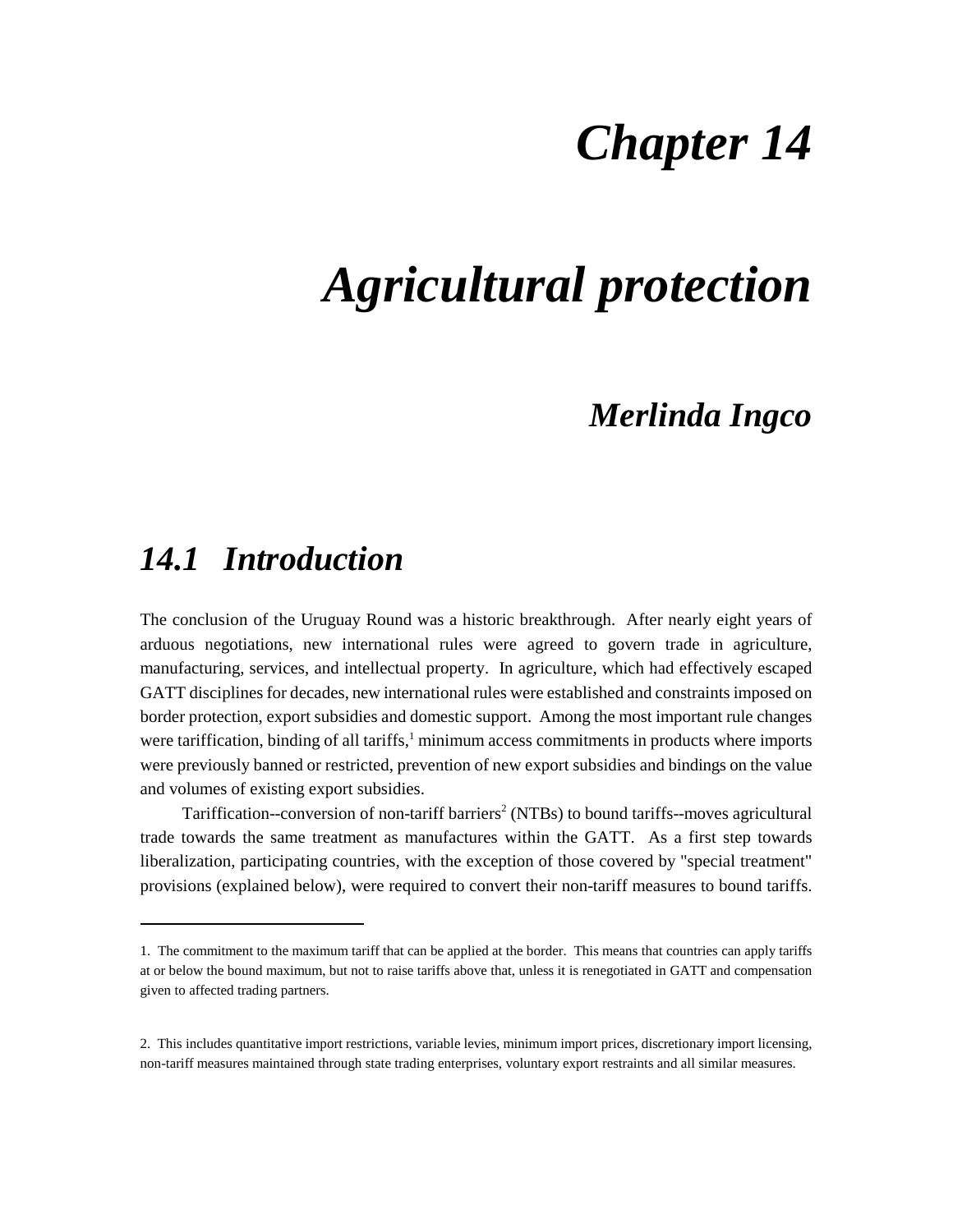# *Chapter 14*

# *Agricultural protection*

### *Merlinda Ingco*

## *14.1 Introduction*

The conclusion of the Uruguay Round was a historic breakthrough. After nearly eight years of arduous negotiations, new international rules were agreed to govern trade in agriculture, manufacturing, services, and intellectual property. In agriculture, which had effectively escaped GATT disciplines for decades, new international rules were established and constraints imposed on border protection, export subsidies and domestic support. Among the most important rule changes were tariffication, binding of all tariffs,[1] minimum access commitments in products where imports were previously banned or restricted, prevention of new export subsidies and bindings on the value and volumes of existing export subsidies.

Tariffication--conversion of non-tariff barriers[2] (NTBs) to bound tariffs--moves agricultural trade towards the same treatment as manufactures within the GATT. As a first step towards liberalization, participating countries, with the exception of those covered by "special treatment" provisions (explained below), were required to convert their non-tariff measures to bound tariffs.

---

1. The commitment to the maximum tariff that can be applied at the border. This means that countries can apply tariffs at or below the bound maximum, but not to raise tariffs above that, unless it is renegotiated in GATT and compensation given to affected trading partners.

2. This includes quantitative import restrictions, variable levies, minimum import prices, discretionary import licensing, non-tariff measures maintained through state trading enterprises, voluntary export restraints and all similar measures.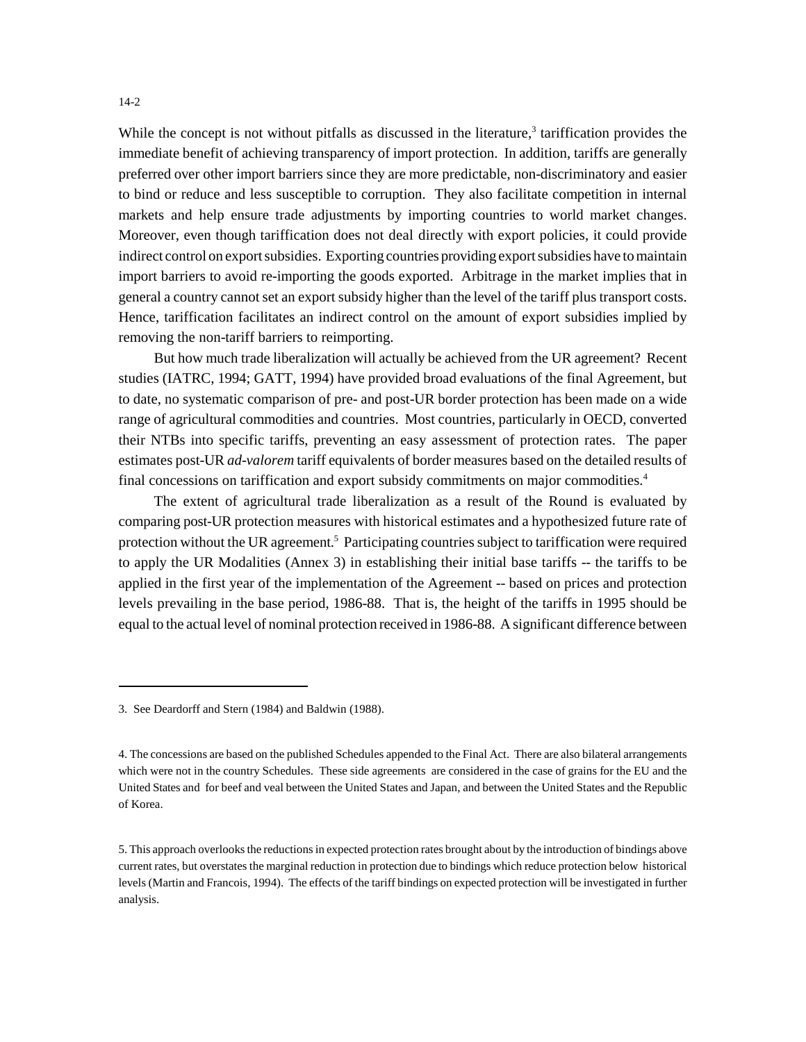While the concept is not without pitfalls as discussed in the literature,[3] tariffication provides the immediate benefit of achieving transparency of import protection. In addition, tariffs are generally preferred over other import barriers since they are more predictable, non-discriminatory and easier to bind or reduce and less susceptible to corruption. They also facilitate competition in internal markets and help ensure trade adjustments by importing countries to world market changes. Moreover, even though tariffication does not deal directly with export policies, it could provide indirect control on export subsidies. Exporting countries providing export subsidies have to maintain import barriers to avoid re-importing the goods exported. Arbitrage in the market implies that in general a country cannot set an export subsidy higher than the level of the tariff plus transport costs. Hence, tariffication facilitates an indirect control on the amount of export subsidies implied by removing the non-tariff barriers to reimporting.

But how much trade liberalization will actually be achieved from the UR agreement? Recent studies (IATRC, 1994; GATT, 1994) have provided broad evaluations of the final Agreement, but to date, no systematic comparison of pre- and post-UR border protection has been made on a wide range of agricultural commodities and countries. Most countries, particularly in OECD, converted their NTBs into specific tariffs, preventing an easy assessment of protection rates. The paper estimates post-UR *ad-valorem* tariff equivalents of border measures based on the detailed results of final concessions on tariffication and export subsidy commitments on major commodities.[4]

The extent of agricultural trade liberalization as a result of the Round is evaluated by comparing post-UR protection measures with historical estimates and a hypothesized future rate of protection without the UR agreement.[5] Participating countries subject to tariffication were required to apply the UR Modalities (Annex 3) in establishing their initial base tariffs -- the tariffs to be applied in the first year of the implementation of the Agreement -- based on prices and protection levels prevailing in the base period, 1986-88. That is, the height of the tariffs in 1995 should be equal to the actual level of nominal protection received in 1986-88. A significant difference between

---

3. See Deardorff and Stern (1984) and Baldwin (1988).

4. The concessions are based on the published Schedules appended to the Final Act. There are also bilateral arrangements which were not in the country Schedules. These side agreements are considered in the case of grains for the EU and the United States and for beef and veal between the United States and Japan, and between the United States and the Republic of Korea.

5. This approach overlooks the reductions in expected protection rates brought about by the introduction of bindings above current rates, but overstates the marginal reduction in protection due to bindings which reduce protection below historical levels (Martin and Francois, 1994). The effects of the tariff bindings on expected protection will be investigated in further analysis.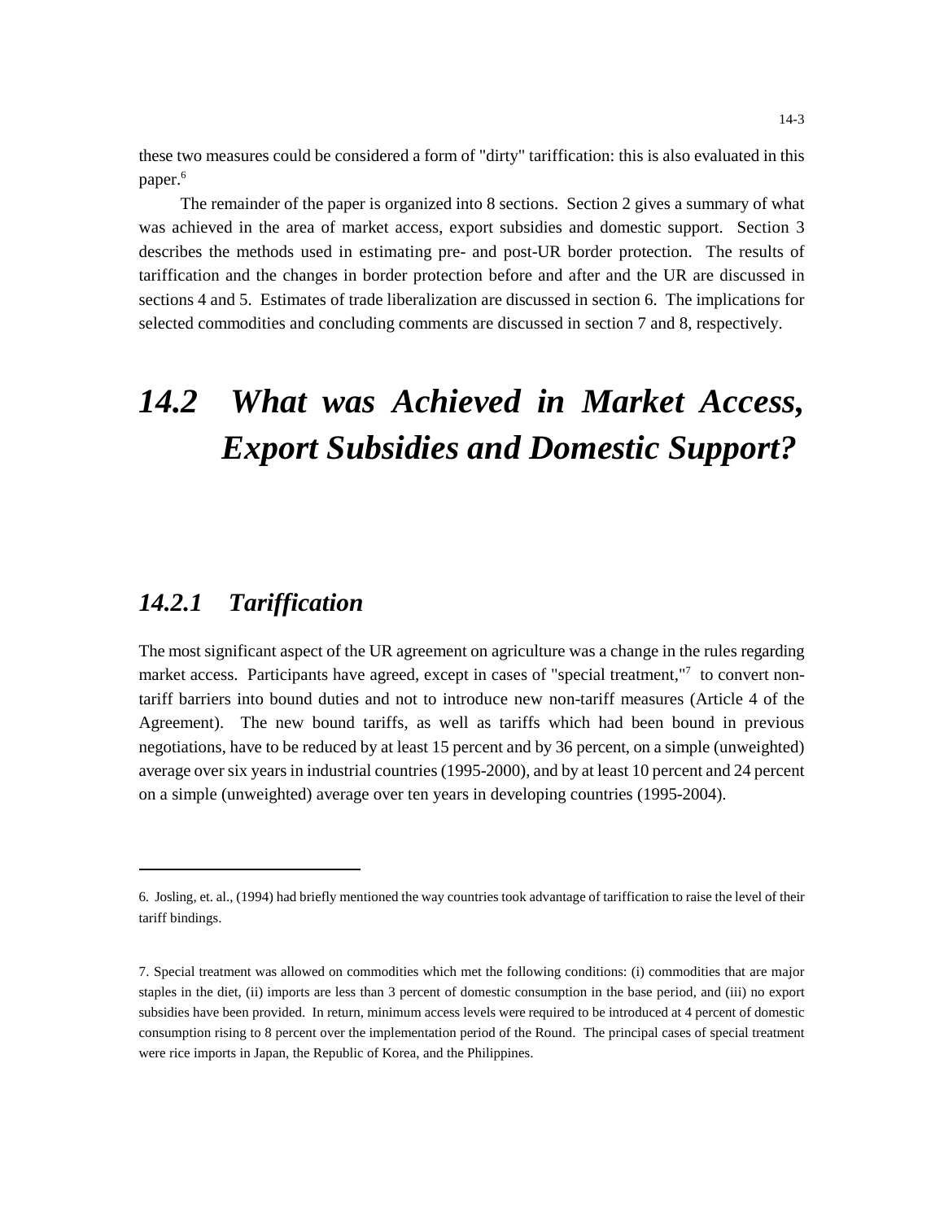these two measures could be considered a form of "dirty" tariffication: this is also evaluated in this paper.[6]

The remainder of the paper is organized into 8 sections. Section 2 gives a summary of what was achieved in the area of market access, export subsidies and domestic support. Section 3 describes the methods used in estimating pre- and post-UR border protection. The results of tariffication and the changes in border protection before and after and the UR are discussed in sections 4 and 5. Estimates of trade liberalization are discussed in section 6. The implications for selected commodities and concluding comments are discussed in section 7 and 8, respectively.

## *14.2 What was Achieved in Market Access, Export Subsidies and Domestic Support?*

### *14.2.1 Tariffication*

The most significant aspect of the UR agreement on agriculture was a change in the rules regarding market access. Participants have agreed, except in cases of "special treatment,"[7] to convert non-tariff barriers into bound duties and not to introduce new non-tariff measures (Article 4 of the Agreement). The new bound tariffs, as well as tariffs which had been bound in previous negotiations, have to be reduced by at least 15 percent and by 36 percent, on a simple (unweighted) average over six years in industrial countries (1995-2000), and by at least 10 percent and 24 percent on a simple (unweighted) average over ten years in developing countries (1995-2004).

---

6. Josling, et. al., (1994) had briefly mentioned the way countries took advantage of tariffication to raise the level of their tariff bindings.

7. Special treatment was allowed on commodities which met the following conditions: (i) commodities that are major staples in the diet, (ii) imports are less than 3 percent of domestic consumption in the base period, and (iii) no export subsidies have been provided. In return, minimum access levels were required to be introduced at 4 percent of domestic consumption rising to 8 percent over the implementation period of the Round. The principal cases of special treatment were rice imports in Japan, the Republic of Korea, and the Philippines.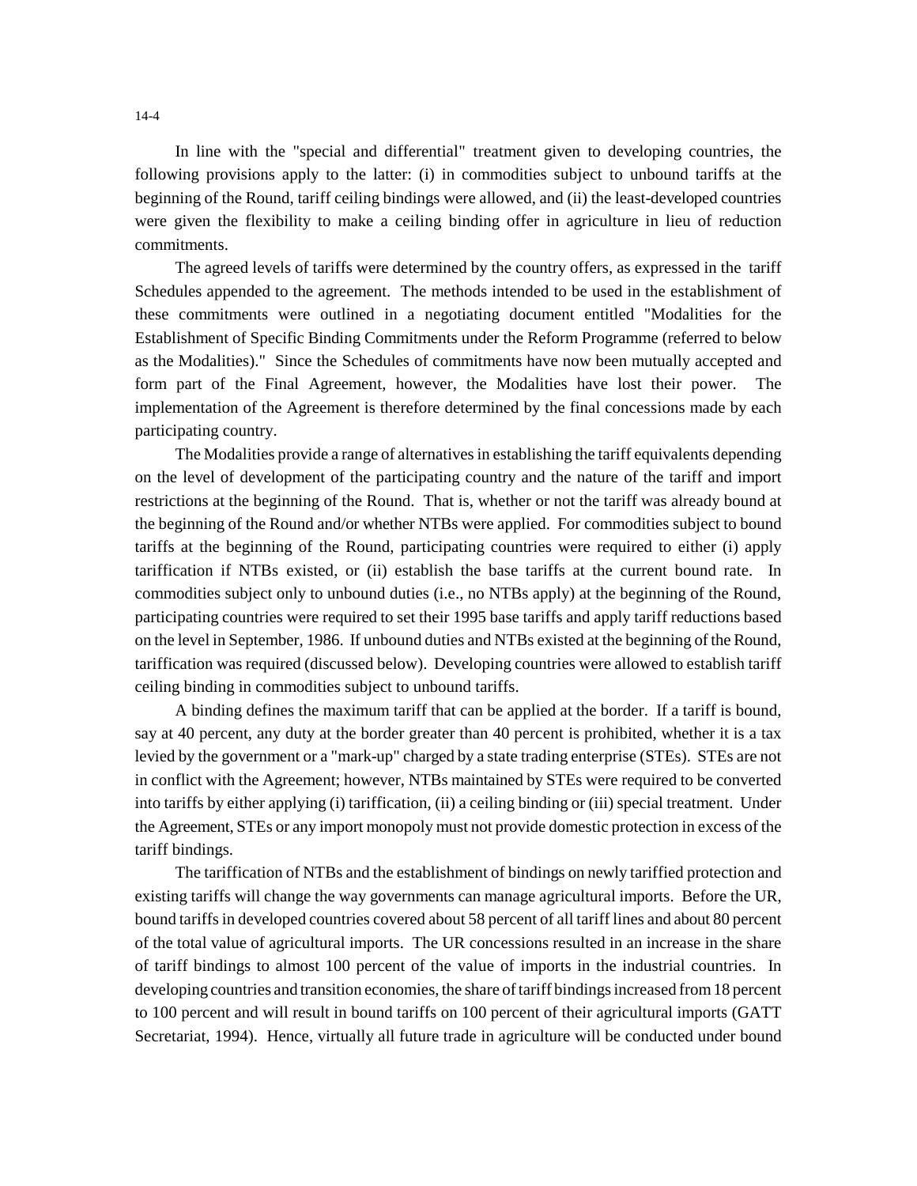In line with the "special and differential" treatment given to developing countries, the following provisions apply to the latter: (i) in commodities subject to unbound tariffs at the beginning of the Round, tariff ceiling bindings were allowed, and (ii) the least-developed countries were given the flexibility to make a ceiling binding offer in agriculture in lieu of reduction commitments.

The agreed levels of tariffs were determined by the country offers, as expressed in the tariff Schedules appended to the agreement. The methods intended to be used in the establishment of these commitments were outlined in a negotiating document entitled "Modalities for the Establishment of Specific Binding Commitments under the Reform Programme (referred to below as the Modalities)." Since the Schedules of commitments have now been mutually accepted and form part of the Final Agreement, however, the Modalities have lost their power. The implementation of the Agreement is therefore determined by the final concessions made by each participating country.

The Modalities provide a range of alternatives in establishing the tariff equivalents depending on the level of development of the participating country and the nature of the tariff and import restrictions at the beginning of the Round. That is, whether or not the tariff was already bound at the beginning of the Round and/or whether NTBs were applied. For commodities subject to bound tariffs at the beginning of the Round, participating countries were required to either (i) apply tariffication if NTBs existed, or (ii) establish the base tariffs at the current bound rate. In commodities subject only to unbound duties (i.e., no NTBs apply) at the beginning of the Round, participating countries were required to set their 1995 base tariffs and apply tariff reductions based on the level in September, 1986. If unbound duties and NTBs existed at the beginning of the Round, tariffication was required (discussed below). Developing countries were allowed to establish tariff ceiling binding in commodities subject to unbound tariffs.

A binding defines the maximum tariff that can be applied at the border. If a tariff is bound, say at 40 percent, any duty at the border greater than 40 percent is prohibited, whether it is a tax levied by the government or a "mark-up" charged by a state trading enterprise (STEs). STEs are not in conflict with the Agreement; however, NTBs maintained by STEs were required to be converted into tariffs by either applying (i) tariffication, (ii) a ceiling binding or (iii) special treatment. Under the Agreement, STEs or any import monopoly must not provide domestic protection in excess of the tariff bindings.

The tariffication of NTBs and the establishment of bindings on newly tariffied protection and existing tariffs will change the way governments can manage agricultural imports. Before the UR, bound tariffs in developed countries covered about 58 percent of all tariff lines and about 80 percent of the total value of agricultural imports. The UR concessions resulted in an increase in the share of tariff bindings to almost 100 percent of the value of imports in the industrial countries. In developing countries and transition economies, the share of tariff bindings increased from 18 percent to 100 percent and will result in bound tariffs on 100 percent of their agricultural imports (GATT Secretariat, 1994). Hence, virtually all future trade in agriculture will be conducted under bound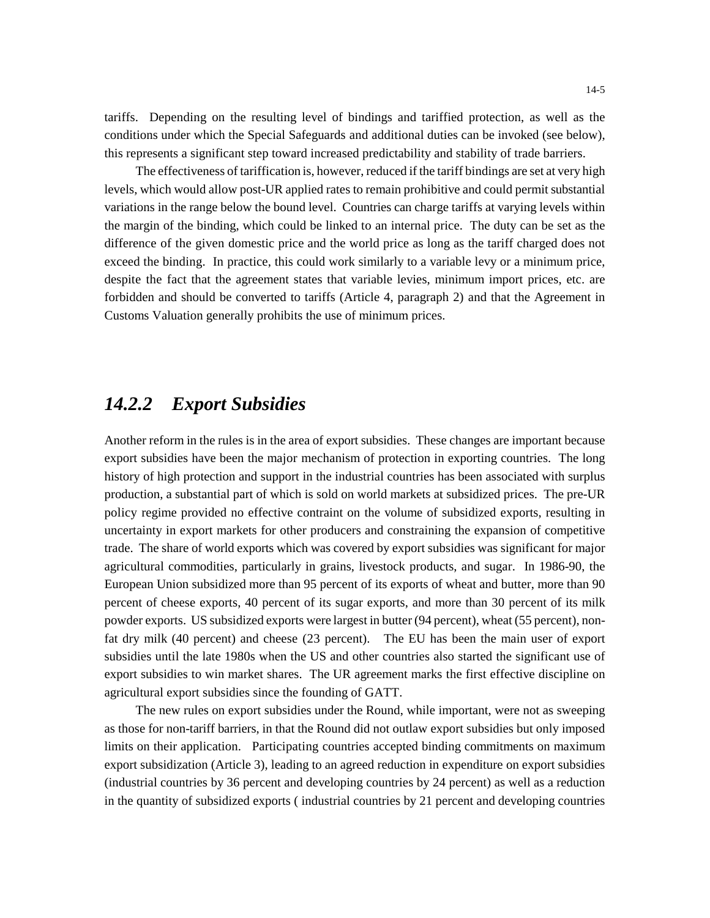tariffs. Depending on the resulting level of bindings and tariffied protection, as well as the conditions under which the Special Safeguards and additional duties can be invoked (see below), this represents a significant step toward increased predictability and stability of trade barriers.

The effectiveness of tariffication is, however, reduced if the tariff bindings are set at very high levels, which would allow post-UR applied rates to remain prohibitive and could permit substantial variations in the range below the bound level. Countries can charge tariffs at varying levels within the margin of the binding, which could be linked to an internal price. The duty can be set as the difference of the given domestic price and the world price as long as the tariff charged does not exceed the binding. In practice, this could work similarly to a variable levy or a minimum price, despite the fact that the agreement states that variable levies, minimum import prices, etc. are forbidden and should be converted to tariffs (Article 4, paragraph 2) and that the Agreement in Customs Valuation generally prohibits the use of minimum prices.

## *14.2.2 Export Subsidies*

Another reform in the rules is in the area of export subsidies. These changes are important because export subsidies have been the major mechanism of protection in exporting countries. The long history of high protection and support in the industrial countries has been associated with surplus production, a substantial part of which is sold on world markets at subsidized prices. The pre-UR policy regime provided no effective contraint on the volume of subsidized exports, resulting in uncertainty in export markets for other producers and constraining the expansion of competitive trade. The share of world exports which was covered by export subsidies was significant for major agricultural commodities, particularly in grains, livestock products, and sugar. In 1986-90, the European Union subsidized more than 95 percent of its exports of wheat and butter, more than 90 percent of cheese exports, 40 percent of its sugar exports, and more than 30 percent of its milk powder exports. US subsidized exports were largest in butter (94 percent), wheat (55 percent), non-fat dry milk (40 percent) and cheese (23 percent). The EU has been the main user of export subsidies until the late 1980s when the US and other countries also started the significant use of export subsidies to win market shares. The UR agreement marks the first effective discipline on agricultural export subsidies since the founding of GATT.

The new rules on export subsidies under the Round, while important, were not as sweeping as those for non-tariff barriers, in that the Round did not outlaw export subsidies but only imposed limits on their application. Participating countries accepted binding commitments on maximum export subsidization (Article 3), leading to an agreed reduction in expenditure on export subsidies (industrial countries by 36 percent and developing countries by 24 percent) as well as a reduction in the quantity of subsidized exports ( industrial countries by 21 percent and developing countries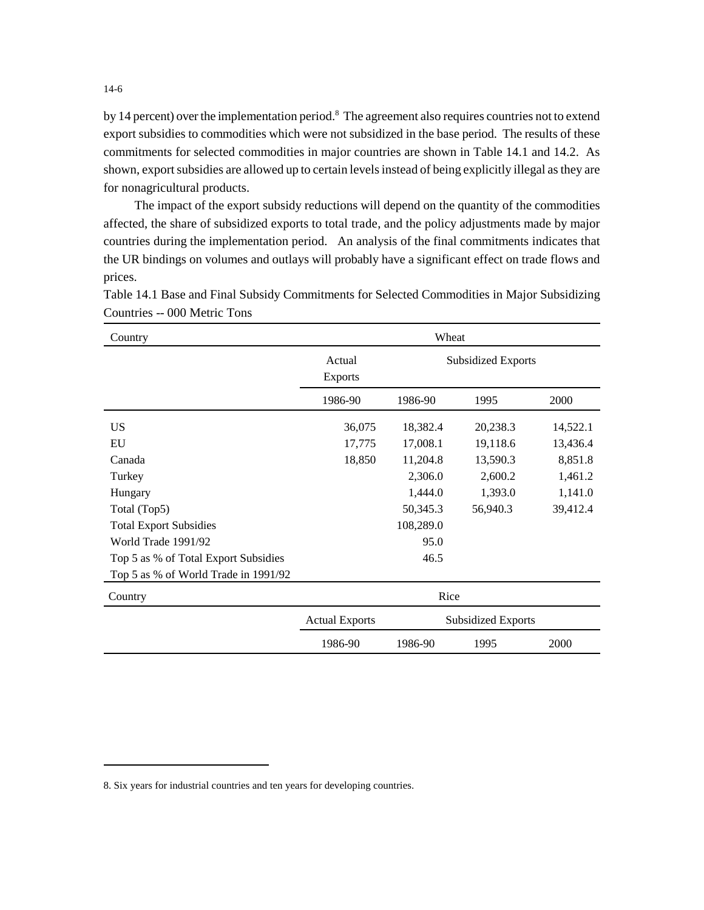by 14 percent) over the implementation period.[8] The agreement also requires countries not to extend export subsidies to commodities which were not subsidized in the base period. The results of these commitments for selected commodities in major countries are shown in Table 14.1 and 14.2. As shown, export subsidies are allowed up to certain levels instead of being explicitly illegal as they are for nonagricultural products.

The impact of the export subsidy reductions will depend on the quantity of the commodities affected, the share of subsidized exports to total trade, and the policy adjustments made by major countries during the implementation period. An analysis of the final commitments indicates that the UR bindings on volumes and outlays will probably have a significant effect on trade flows and prices.

Table 14.1 Base and Final Subsidy Commitments for Selected Commodities in Major Subsidizing Countries -- 000 Metric Tons

| Country | Wheat | | | |
|---|---|---|---|---|
| | Actual Exports | Subsidized Exports | | |
| | 1986-90 | 1986-90 | 1995 | 2000 |
| US | 36,075 | 18,382.4 | 20,238.3 | 14,522.1 |
| EU | 17,775 | 17,008.1 | 19,118.6 | 13,436.4 |
| Canada | 18,850 | 11,204.8 | 13,590.3 | 8,851.8 |
| Turkey | | 2,306.0 | 2,600.2 | 1,461.2 |
| Hungary | | 1,444.0 | 1,393.0 | 1,141.0 |
| Total (Top5) | | 50,345.3 | 56,940.3 | 39,412.4 |
| Total Export Subsidies | | 108,289.0 | | |
| World Trade 1991/92 | | 95.0 | | |
| Top 5 as % of Total Export Subsidies | | 46.5 | | |
| Top 5 as % of World Trade in 1991/92 | | | | |
| **Country** | **Rice** | | | |
| | Actual Exports | Subsidized Exports | | |
| | 1986-90 | 1986-90 | 1995 | 2000 |

8. Six years for industrial countries and ten years for developing countries.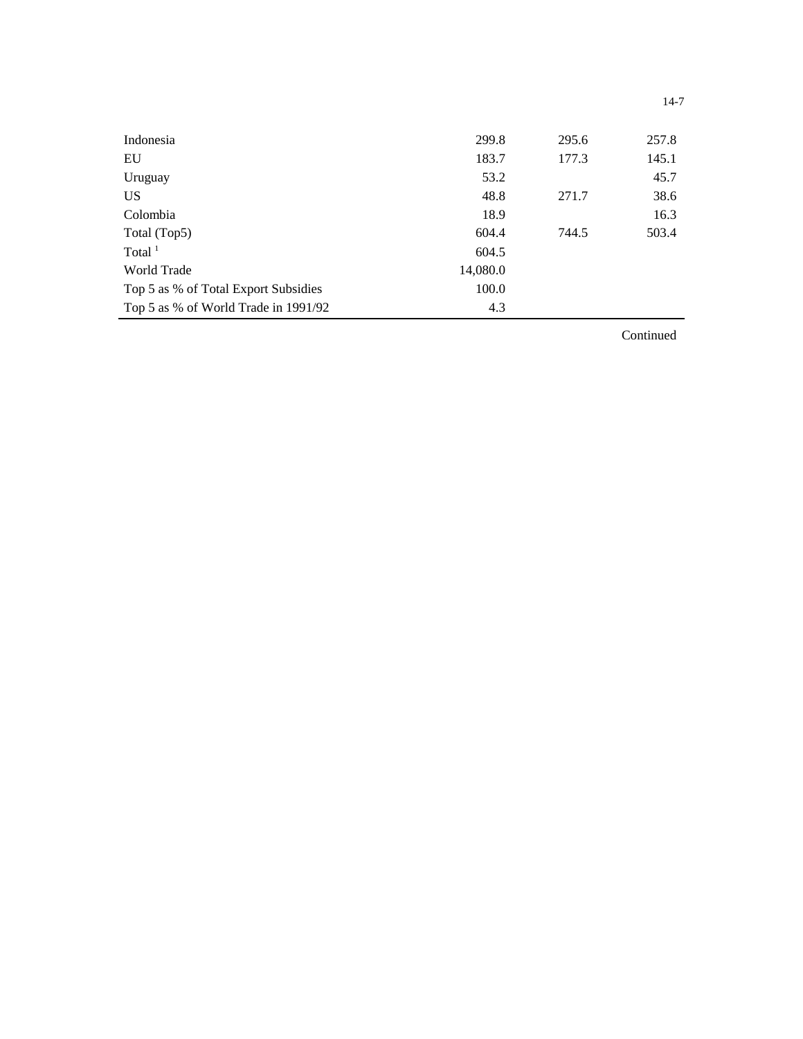| | | | |
|---|---|---|---|
| Indonesia | 299.8 | 295.6 | 257.8 |
| EU | 183.7 | 177.3 | 145.1 |
| Uruguay | 53.2 | | 45.7 |
| US | 48.8 | 271.7 | 38.6 |
| Colombia | 18.9 | | 16.3 |
| Total (Top5) | 604.4 | 744.5 | 503.4 |
| Total [1] | 604.5 | | |
| World Trade | 14,080.0 | | |
| Top 5 as % of Total Export Subsidies | 100.0 | | |
| Top 5 as % of World Trade in 1991/92 | 4.3 | | |

Continued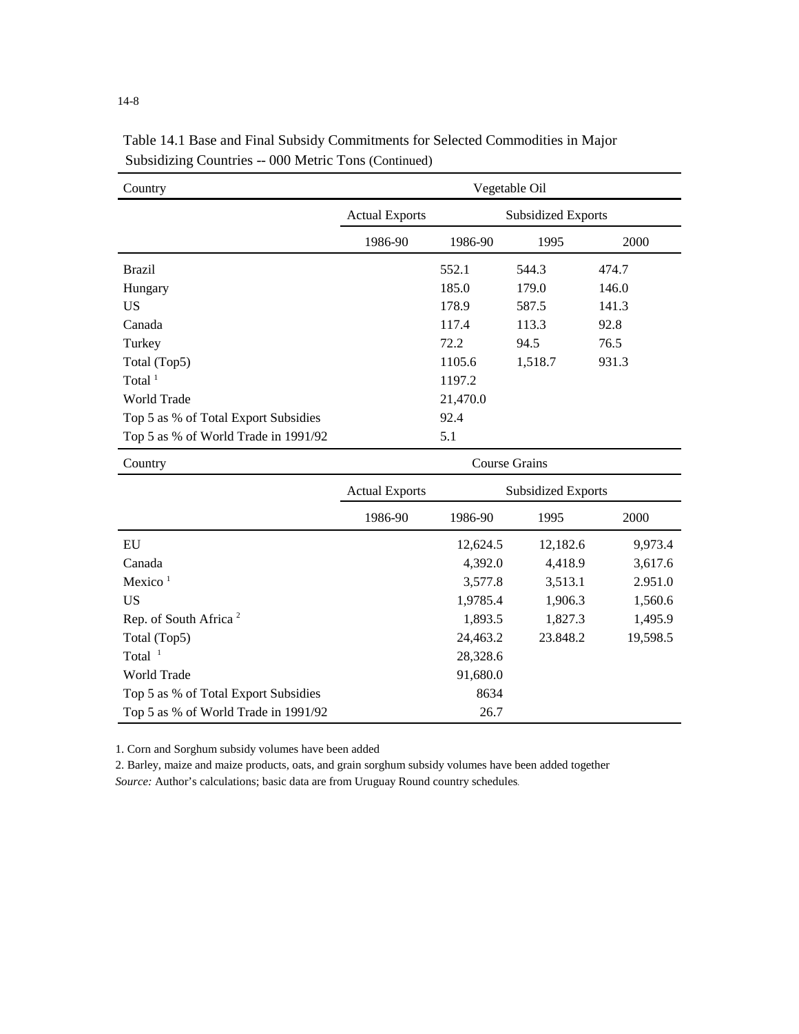Table 14.1 Base and Final Subsidy Commitments for Selected Commodities in Major Subsidizing Countries -- 000 Metric Tons (Continued)

| Country | Vegetable Oil | | | |
|---|---|---|---|---|
| | Actual Exports | Subsidized Exports | | |
| | 1986-90 | 1986-90 | 1995 | 2000 |
| Brazil | | 552.1 | 544.3 | 474.7 |
| Hungary | | 185.0 | 179.0 | 146.0 |
| US | | 178.9 | 587.5 | 141.3 |
| Canada | | 117.4 | 113.3 | 92.8 |
| Turkey | | 72.2 | 94.5 | 76.5 |
| Total (Top5) | | 1105.6 | 1,518.7 | 931.3 |
| Total [1] | | 1197.2 | | |
| World Trade | | 21,470.0 | | |
| Top 5 as % of Total Export Subsidies | | 92.4 | | |
| Top 5 as % of World Trade in 1991/92 | | 5.1 | | |

| Country | Course Grains | | | |
|---|---|---|---|---|
| | Actual Exports | Subsidized Exports | | |
| | 1986-90 | 1986-90 | 1995 | 2000 |
| EU | | 12,624.5 | 12,182.6 | 9,973.4 |
| Canada | | 4,392.0 | 4,418.9 | 3,617.6 |
| Mexico [1] | | 3,577.8 | 3,513.1 | 2.951.0 |
| US | | 1,9785.4 | 1,906.3 | 1,560.6 |
| Rep. of South Africa [2] | | 1,893.5 | 1,827.3 | 1,495.9 |
| Total (Top5) | | 24,463.2 | 23.848.2 | 19,598.5 |
| Total [1] | | 28,328.6 | | |
| World Trade | | 91,680.0 | | |
| Top 5 as % of Total Export Subsidies | | 8634 | | |
| Top 5 as % of World Trade in 1991/92 | | 26.7 | | |

1. Corn and Sorghum subsidy volumes have been added

2. Barley, maize and maize products, oats, and grain sorghum subsidy volumes have been added together

*Source:* Author's calculations; basic data are from Uruguay Round country schedules.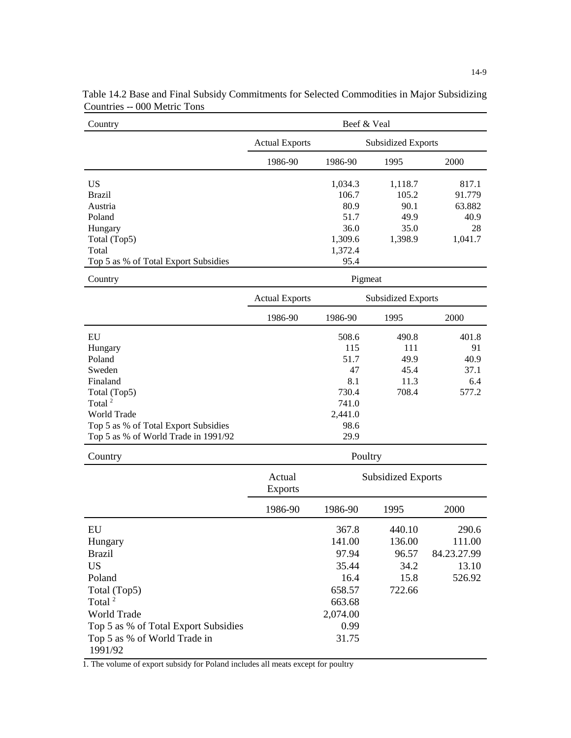Table 14.2 Base and Final Subsidy Commitments for Selected Commodities in Major Subsidizing Countries -- 000 Metric Tons

| Country | Beef & Veal | | | |
|---|---|---|---|---|
| | Actual Exports | Subsidized Exports | | |
| | 1986-90 | 1986-90 | 1995 | 2000 |
| US | | 1,034.3 | 1,118.7 | 817.1 |
| Brazil | | 106.7 | 105.2 | 91.779 |
| Austria | | 80.9 | 90.1 | 63.882 |
| Poland | | 51.7 | 49.9 | 40.9 |
| Hungary | | 36.0 | 35.0 | 28 |
| Total (Top5) | | 1,309.6 | 1,398.9 | 1,041.7 |
| Total | | 1,372.4 | | |
| Top 5 as % of Total Export Subsidies | | 95.4 | | |

| Country | Pigmeat | | | |
|---|---|---|---|---|
| | Actual Exports | Subsidized Exports | | |
| | 1986-90 | 1986-90 | 1995 | 2000 |
| EU | | 508.6 | 490.8 | 401.8 |
| Hungary | | 115 | 111 | 91 |
| Poland | | 51.7 | 49.9 | 40.9 |
| Sweden | | 47 | 45.4 | 37.1 |
| Finaland | | 8.1 | 11.3 | 6.4 |
| Total (Top5) | | 730.4 | 708.4 | 577.2 |
| Total [2] | | 741.0 | | |
| World Trade | | 2,441.0 | | |
| Top 5 as % of Total Export Subsidies | | 98.6 | | |
| Top 5 as % of World Trade in 1991/92 | | 29.9 | | |

| Country | Poultry | | | |
|---|---|---|---|---|
| | Actual Exports | Subsidized Exports | | |
| | 1986-90 | 1986-90 | 1995 | 2000 |
| EU | | 367.8 | 440.10 | 290.6 |
| Hungary | | 141.00 | 136.00 | 111.00 |
| Brazil | | 97.94 | 96.57 | 84.23.27.99 |
| US | | 35.44 | 34.2 | 13.10 |
| Poland | | 16.4 | 15.8 | 526.92 |
| Total (Top5) | | 658.57 | 722.66 | |
| Total [2] | | 663.68 | | |
| World Trade | | 2,074.00 | | |
| Top 5 as % of Total Export Subsidies | | 0.99 | | |
| Top 5 as % of World Trade in 1991/92 | | 31.75 | | |

1. The volume of export subsidy for Poland includes all meats except for poultry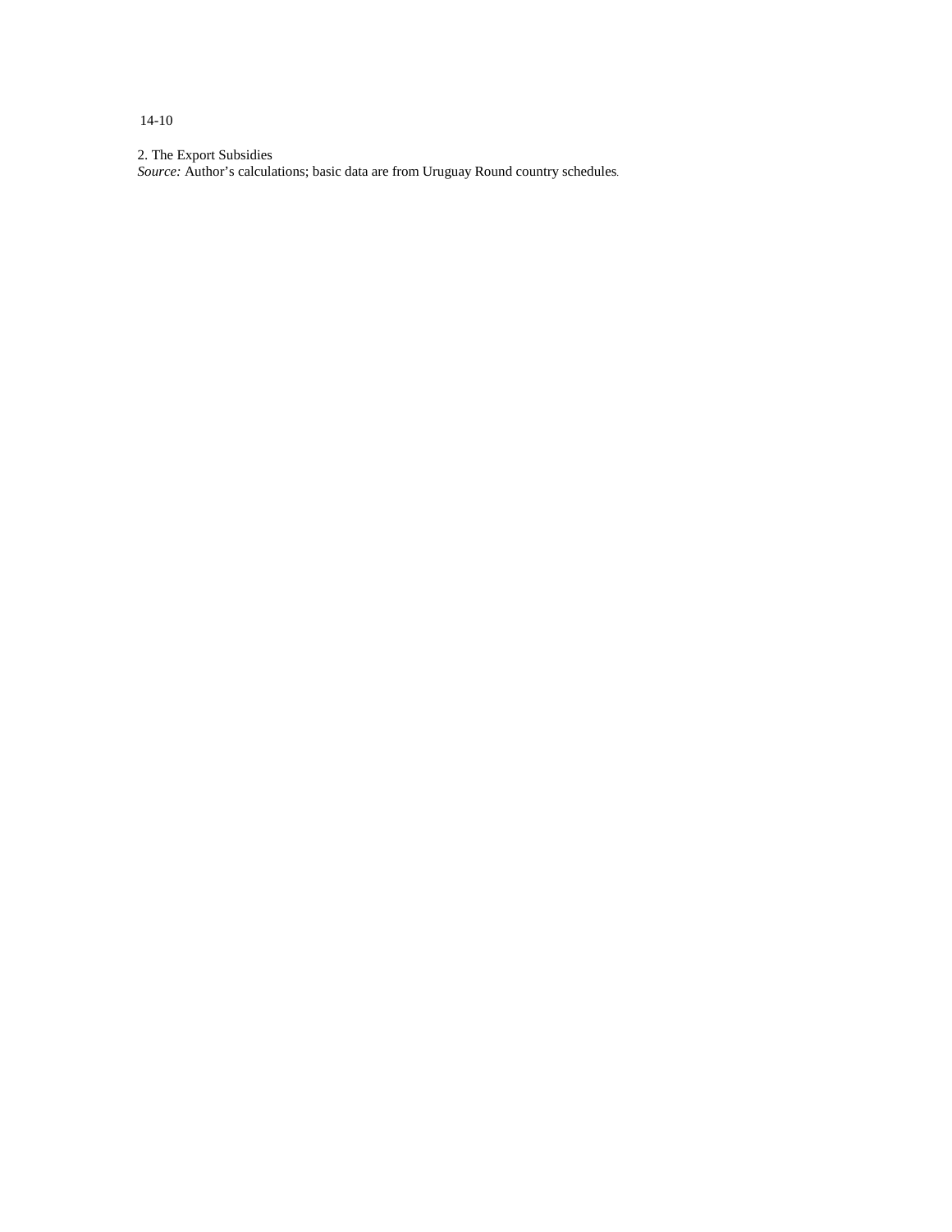2. The Export Subsidies

*Source:* Author's calculations; basic data are from Uruguay Round country schedules.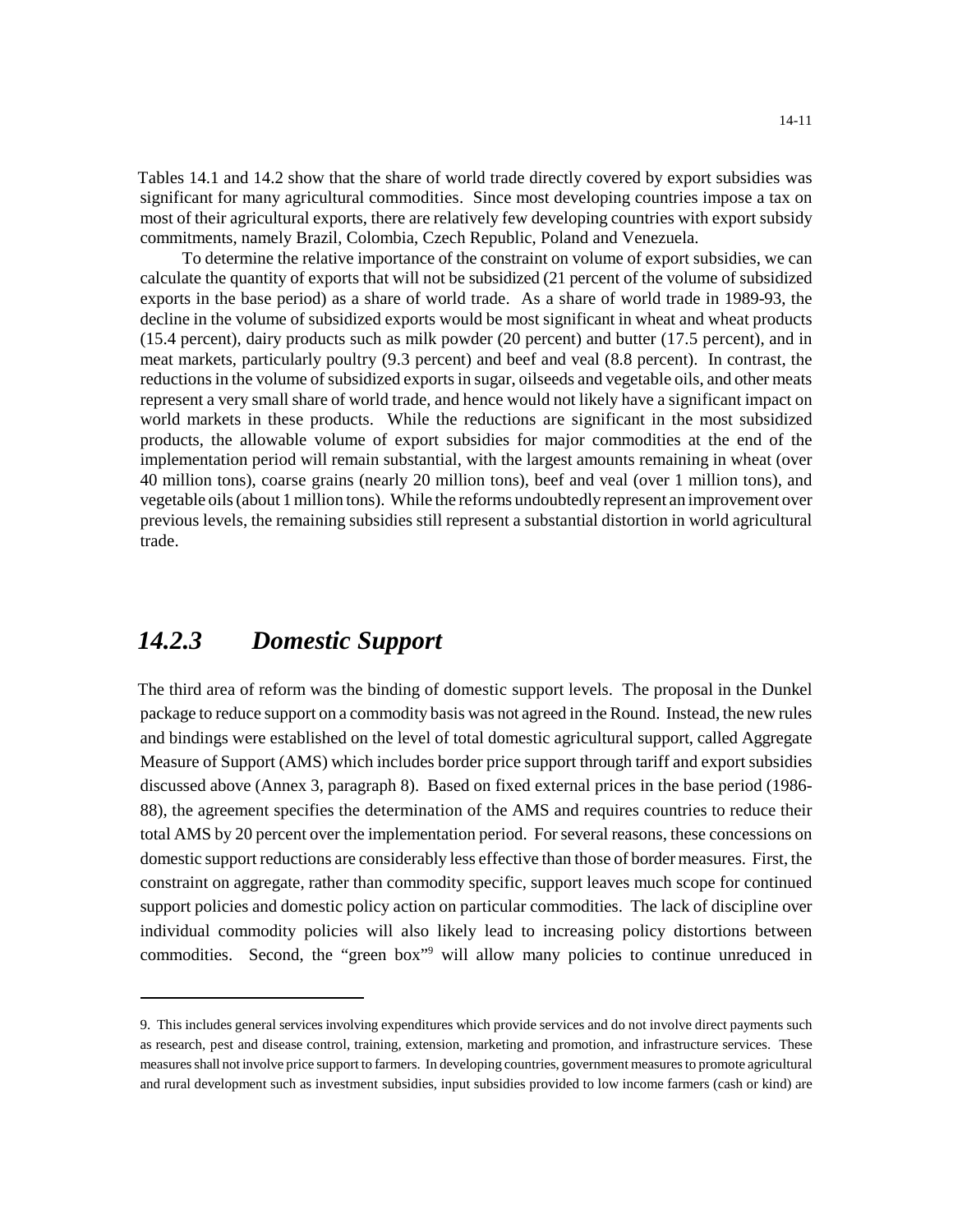Tables 14.1 and 14.2 show that the share of world trade directly covered by export subsidies was significant for many agricultural commodities. Since most developing countries impose a tax on most of their agricultural exports, there are relatively few developing countries with export subsidy commitments, namely Brazil, Colombia, Czech Republic, Poland and Venezuela.

To determine the relative importance of the constraint on volume of export subsidies, we can calculate the quantity of exports that will not be subsidized (21 percent of the volume of subsidized exports in the base period) as a share of world trade. As a share of world trade in 1989-93, the decline in the volume of subsidized exports would be most significant in wheat and wheat products (15.4 percent), dairy products such as milk powder (20 percent) and butter (17.5 percent), and in meat markets, particularly poultry (9.3 percent) and beef and veal (8.8 percent). In contrast, the reductions in the volume of subsidized exports in sugar, oilseeds and vegetable oils, and other meats represent a very small share of world trade, and hence would not likely have a significant impact on world markets in these products. While the reductions are significant in the most subsidized products, the allowable volume of export subsidies for major commodities at the end of the implementation period will remain substantial, with the largest amounts remaining in wheat (over 40 million tons), coarse grains (nearly 20 million tons), beef and veal (over 1 million tons), and vegetable oils (about 1 million tons). While the reforms undoubtedly represent an improvement over previous levels, the remaining subsidies still represent a substantial distortion in world agricultural trade.

### *14.2.3 Domestic Support*

The third area of reform was the binding of domestic support levels. The proposal in the Dunkel package to reduce support on a commodity basis was not agreed in the Round. Instead, the new rules and bindings were established on the level of total domestic agricultural support, called Aggregate Measure of Support (AMS) which includes border price support through tariff and export subsidies discussed above (Annex 3, paragraph 8). Based on fixed external prices in the base period (1986-88), the agreement specifies the determination of the AMS and requires countries to reduce their total AMS by 20 percent over the implementation period. For several reasons, these concessions on domestic support reductions are considerably less effective than those of border measures. First, the constraint on aggregate, rather than commodity specific, support leaves much scope for continued support policies and domestic policy action on particular commodities. The lack of discipline over individual commodity policies will also likely lead to increasing policy distortions between commodities. Second, the "green box"[9] will allow many policies to continue unreduced in

---

9. This includes general services involving expenditures which provide services and do not involve direct payments such as research, pest and disease control, training, extension, marketing and promotion, and infrastructure services. These measures shall not involve price support to farmers. In developing countries, government measures to promote agricultural and rural development such as investment subsidies, input subsidies provided to low income farmers (cash or kind) are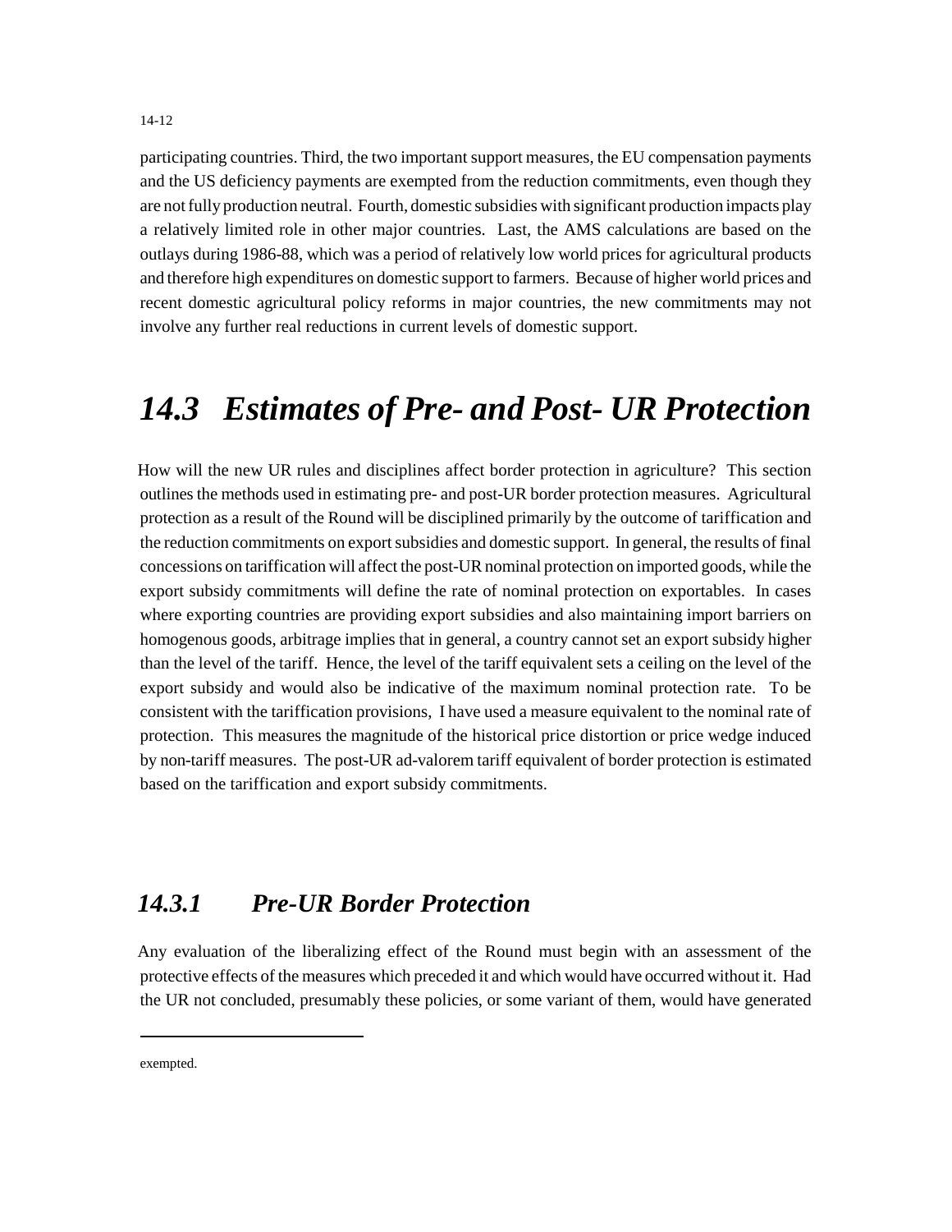participating countries. Third, the two important support measures, the EU compensation payments and the US deficiency payments are exempted from the reduction commitments, even though they are not fully production neutral. Fourth, domestic subsidies with significant production impacts play a relatively limited role in other major countries. Last, the AMS calculations are based on the outlays during 1986-88, which was a period of relatively low world prices for agricultural products and therefore high expenditures on domestic support to farmers. Because of higher world prices and recent domestic agricultural policy reforms in major countries, the new commitments may not involve any further real reductions in current levels of domestic support.

# *14.3 Estimates of Pre- and Post- UR Protection*

How will the new UR rules and disciplines affect border protection in agriculture? This section outlines the methods used in estimating pre- and post-UR border protection measures. Agricultural protection as a result of the Round will be disciplined primarily by the outcome of tariffication and the reduction commitments on export subsidies and domestic support. In general, the results of final concessions on tariffication will affect the post-UR nominal protection on imported goods, while the export subsidy commitments will define the rate of nominal protection on exportables. In cases where exporting countries are providing export subsidies and also maintaining import barriers on homogenous goods, arbitrage implies that in general, a country cannot set an export subsidy higher than the level of the tariff. Hence, the level of the tariff equivalent sets a ceiling on the level of the export subsidy and would also be indicative of the maximum nominal protection rate. To be consistent with the tariffication provisions, I have used a measure equivalent to the nominal rate of protection. This measures the magnitude of the historical price distortion or price wedge induced by non-tariff measures. The post-UR ad-valorem tariff equivalent of border protection is estimated based on the tariffication and export subsidy commitments.

## *14.3.1 Pre-UR Border Protection*

Any evaluation of the liberalizing effect of the Round must begin with an assessment of the protective effects of the measures which preceded it and which would have occurred without it. Had the UR not concluded, presumably these policies, or some variant of them, would have generated

---

exempted.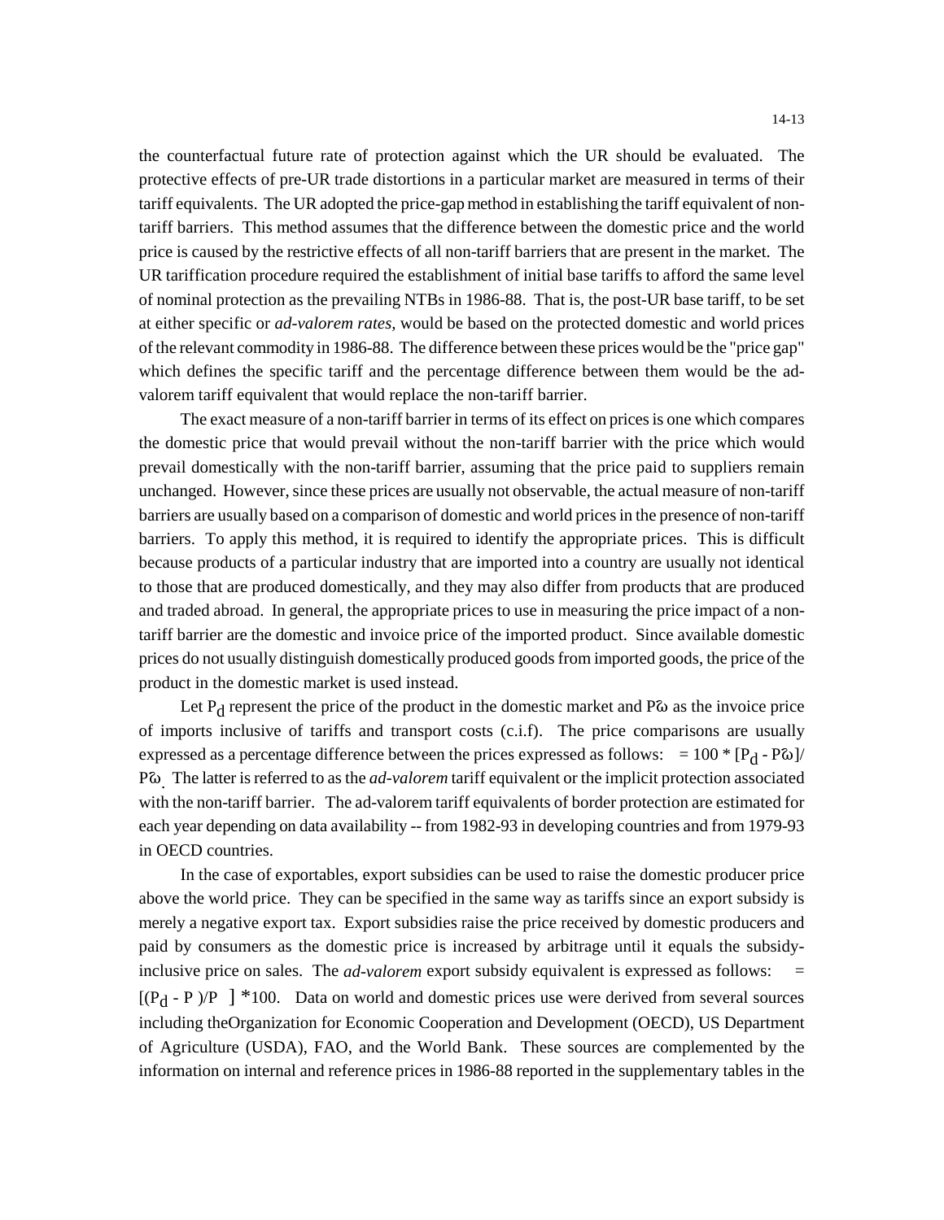the counterfactual future rate of protection against which the UR should be evaluated. The protective effects of pre-UR trade distortions in a particular market are measured in terms of their tariff equivalents. The UR adopted the price-gap method in establishing the tariff equivalent of non-tariff barriers. This method assumes that the difference between the domestic price and the world price is caused by the restrictive effects of all non-tariff barriers that are present in the market. The UR tariffication procedure required the establishment of initial base tariffs to afford the same level of nominal protection as the prevailing NTBs in 1986-88. That is, the post-UR base tariff, to be set at either specific or *ad-valorem rates,* would be based on the protected domestic and world prices of the relevant commodity in 1986-88. The difference between these prices would be the "price gap" which defines the specific tariff and the percentage difference between them would be the ad-valorem tariff equivalent that would replace the non-tariff barrier.

The exact measure of a non-tariff barrier in terms of its effect on prices is one which compares the domestic price that would prevail without the non-tariff barrier with the price which would prevail domestically with the non-tariff barrier, assuming that the price paid to suppliers remain unchanged. However, since these prices are usually not observable, the actual measure of non-tariff barriers are usually based on a comparison of domestic and world prices in the presence of non-tariff barriers. To apply this method, it is required to identify the appropriate prices. This is difficult because products of a particular industry that are imported into a country are usually not identical to those that are produced domestically, and they may also differ from products that are produced and traded abroad. In general, the appropriate prices to use in measuring the price impact of a non-tariff barrier are the domestic and invoice price of the imported product. Since available domestic prices do not usually distinguish domestically produced goods from imported goods, the price of the product in the domestic market is used instead.

Let $P_d$ represent the price of the product in the domestic market and $P\tilde{\omega}$ as the invoice price of imports inclusive of tariffs and transport costs (c.i.f). The price comparisons are usually expressed as a percentage difference between the prices expressed as follows: $= 100 * [P_d - P\tilde{\omega}]/P\tilde{\omega}$. The latter is referred to as the *ad-valorem* tariff equivalent or the implicit protection associated with the non-tariff barrier. The ad-valorem tariff equivalents of border protection are estimated for each year depending on data availability -- from 1982-93 in developing countries and from 1979-93 in OECD countries.

In the case of exportables, export subsidies can be used to raise the domestic producer price above the world price. They can be specified in the same way as tariffs since an export subsidy is merely a negative export tax. Export subsidies raise the price received by domestic producers and paid by consumers as the domestic price is increased by arbitrage until it equals the subsidy-inclusive price on sales. The *ad-valorem* export subsidy equivalent is expressed as follows: $= [(P_d - P\ )/P\ ] * 100$. Data on world and domestic prices use were derived from several sources including theOrganization for Economic Cooperation and Development (OECD), US Department of Agriculture (USDA), FAO, and the World Bank. These sources are complemented by the information on internal and reference prices in 1986-88 reported in the supplementary tables in the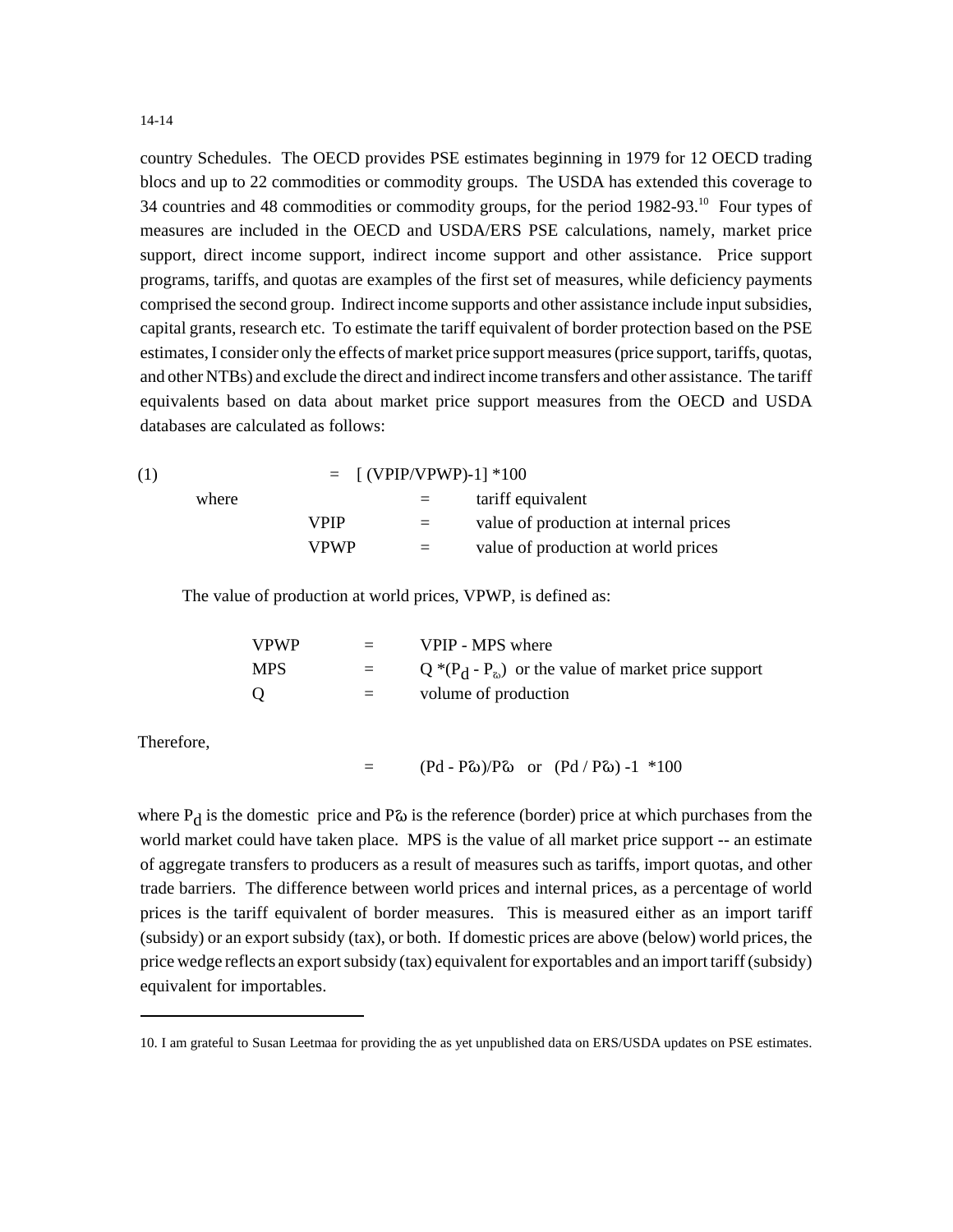country Schedules. The OECD provides PSE estimates beginning in 1979 for 12 OECD trading blocs and up to 22 commodities or commodity groups. The USDA has extended this coverage to 34 countries and 48 commodities or commodity groups, for the period 1982-93.[10] Four types of measures are included in the OECD and USDA/ERS PSE calculations, namely, market price support, direct income support, indirect income support and other assistance. Price support programs, tariffs, and quotas are examples of the first set of measures, while deficiency payments comprised the second group. Indirect income supports and other assistance include input subsidies, capital grants, research etc. To estimate the tariff equivalent of border protection based on the PSE estimates, I consider only the effects of market price support measures (price support, tariffs, quotas, and other NTBs) and exclude the direct and indirect income transfers and other assistance. The tariff equivalents based on data about market price support measures from the OECD and USDA databases are calculated as follows:

(1) $= [ (VPIP/VPWP)-1] *100$

where
- = tariff equivalent
- VPIP = value of production at internal prices
- VPWP = value of production at world prices

The value of production at world prices, VPWP, is defined as:

- VPWP = VPIP - MPS where
- MPS = $Q *(P_d - P_{\omega})$ or the value of market price support
- Q = volume of production

Therefore,

$$= (P_d - P_{\omega})/P_{\omega} \quad \text{or} \quad (P_d / P_{\omega}) -1 \;\; *100$$

where $P_d$ is the domestic price and $P_{\omega}$ is the reference (border) price at which purchases from the world market could have taken place. MPS is the value of all market price support -- an estimate of aggregate transfers to producers as a result of measures such as tariffs, import quotas, and other trade barriers. The difference between world prices and internal prices, as a percentage of world prices is the tariff equivalent of border measures. This is measured either as an import tariff (subsidy) or an export subsidy (tax), or both. If domestic prices are above (below) world prices, the price wedge reflects an export subsidy (tax) equivalent for exportables and an import tariff (subsidy) equivalent for importables.

---

10. I am grateful to Susan Leetmaa for providing the as yet unpublished data on ERS/USDA updates on PSE estimates.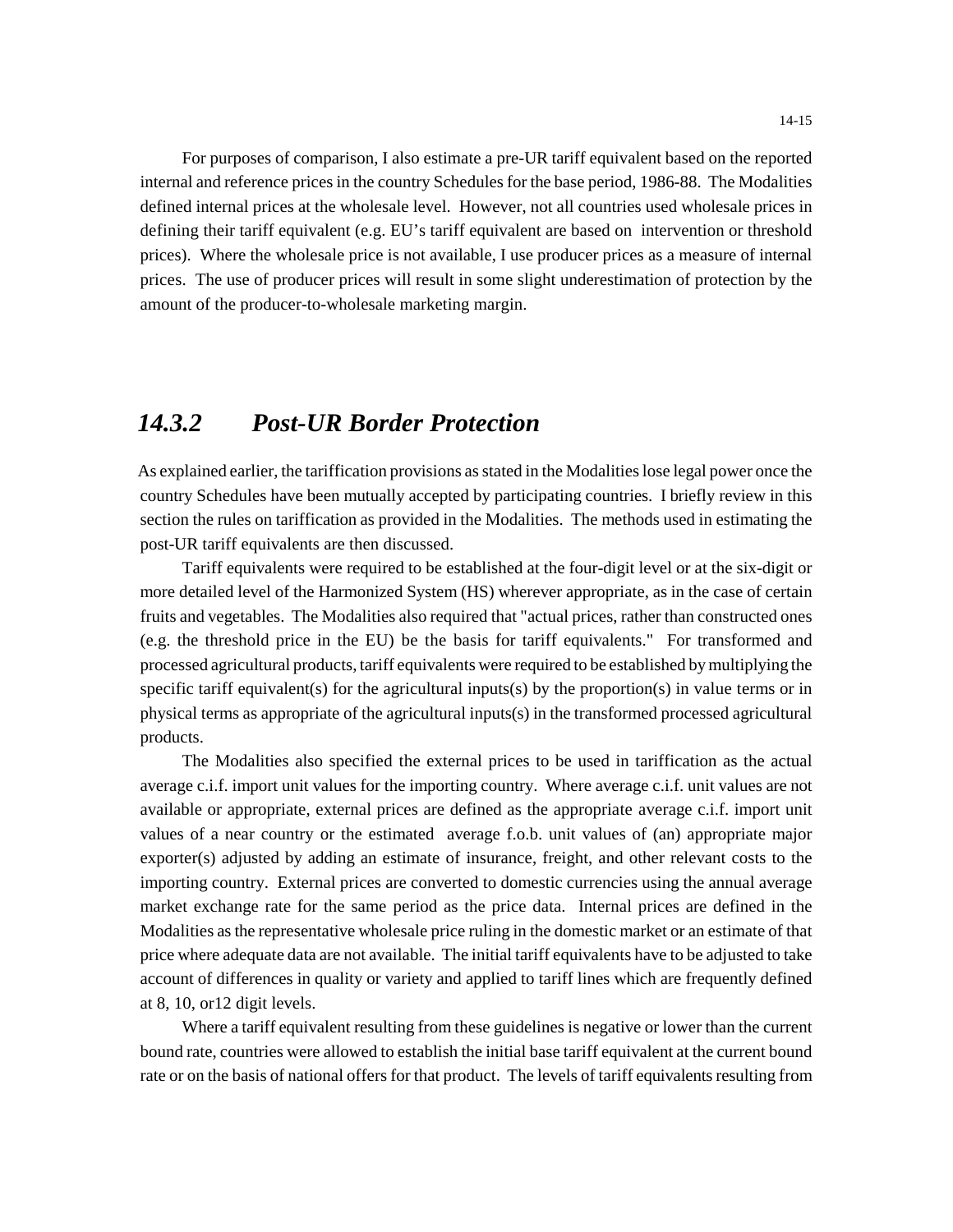For purposes of comparison, I also estimate a pre-UR tariff equivalent based on the reported internal and reference prices in the country Schedules for the base period, 1986-88. The Modalities defined internal prices at the wholesale level. However, not all countries used wholesale prices in defining their tariff equivalent (e.g. EU's tariff equivalent are based on intervention or threshold prices). Where the wholesale price is not available, I use producer prices as a measure of internal prices. The use of producer prices will result in some slight underestimation of protection by the amount of the producer-to-wholesale marketing margin.

## *14.3.2 Post-UR Border Protection*

As explained earlier, the tariffication provisions as stated in the Modalities lose legal power once the country Schedules have been mutually accepted by participating countries. I briefly review in this section the rules on tariffication as provided in the Modalities. The methods used in estimating the post-UR tariff equivalents are then discussed.

Tariff equivalents were required to be established at the four-digit level or at the six-digit or more detailed level of the Harmonized System (HS) wherever appropriate, as in the case of certain fruits and vegetables. The Modalities also required that "actual prices, rather than constructed ones (e.g. the threshold price in the EU) be the basis for tariff equivalents." For transformed and processed agricultural products, tariff equivalents were required to be established by multiplying the specific tariff equivalent(s) for the agricultural inputs(s) by the proportion(s) in value terms or in physical terms as appropriate of the agricultural inputs(s) in the transformed processed agricultural products.

The Modalities also specified the external prices to be used in tariffication as the actual average c.i.f. import unit values for the importing country. Where average c.i.f. unit values are not available or appropriate, external prices are defined as the appropriate average c.i.f. import unit values of a near country or the estimated average f.o.b. unit values of (an) appropriate major exporter(s) adjusted by adding an estimate of insurance, freight, and other relevant costs to the importing country. External prices are converted to domestic currencies using the annual average market exchange rate for the same period as the price data. Internal prices are defined in the Modalities as the representative wholesale price ruling in the domestic market or an estimate of that price where adequate data are not available. The initial tariff equivalents have to be adjusted to take account of differences in quality or variety and applied to tariff lines which are frequently defined at 8, 10, or12 digit levels.

Where a tariff equivalent resulting from these guidelines is negative or lower than the current bound rate, countries were allowed to establish the initial base tariff equivalent at the current bound rate or on the basis of national offers for that product. The levels of tariff equivalents resulting from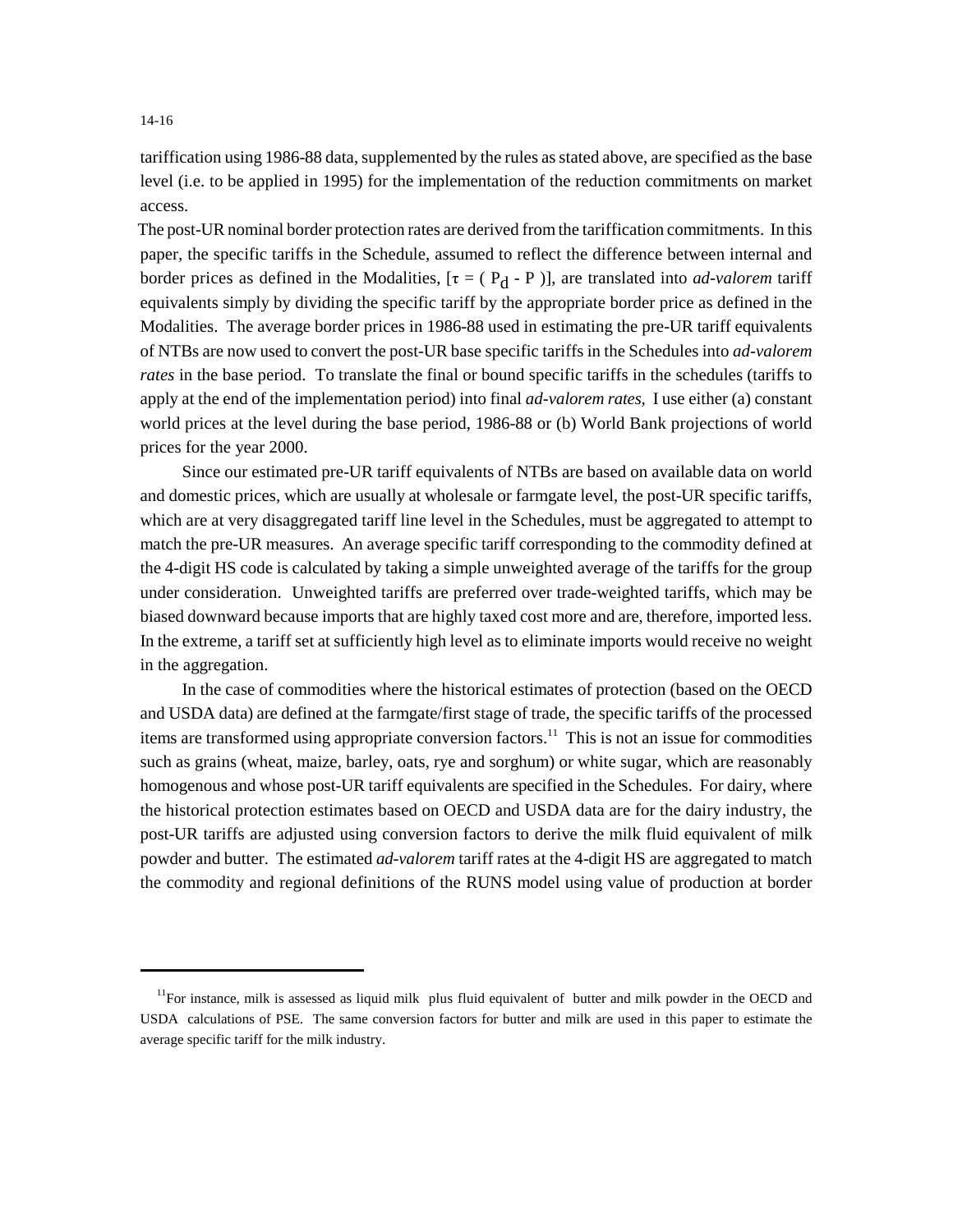tariffication using 1986-88 data, supplemented by the rules as stated above, are specified as the base level (i.e. to be applied in 1995) for the implementation of the reduction commitments on market access.

The post-UR nominal border protection rates are derived from the tariffication commitments. In this paper, the specific tariffs in the Schedule, assumed to reflect the difference between internal and border prices as defined in the Modalities, [$\tau = (P_d - P)$], are translated into *ad-valorem* tariff equivalents simply by dividing the specific tariff by the appropriate border price as defined in the Modalities. The average border prices in 1986-88 used in estimating the pre-UR tariff equivalents of NTBs are now used to convert the post-UR base specific tariffs in the Schedules into *ad-valorem rates* in the base period. To translate the final or bound specific tariffs in the schedules (tariffs to apply at the end of the implementation period) into final *ad-valorem rates,* I use either (a) constant world prices at the level during the base period, 1986-88 or (b) World Bank projections of world prices for the year 2000.

Since our estimated pre-UR tariff equivalents of NTBs are based on available data on world and domestic prices, which are usually at wholesale or farmgate level, the post-UR specific tariffs, which are at very disaggregated tariff line level in the Schedules, must be aggregated to attempt to match the pre-UR measures. An average specific tariff corresponding to the commodity defined at the 4-digit HS code is calculated by taking a simple unweighted average of the tariffs for the group under consideration. Unweighted tariffs are preferred over trade-weighted tariffs, which may be biased downward because imports that are highly taxed cost more and are, therefore, imported less. In the extreme, a tariff set at sufficiently high level as to eliminate imports would receive no weight in the aggregation.

In the case of commodities where the historical estimates of protection (based on the OECD and USDA data) are defined at the farmgate/first stage of trade, the specific tariffs of the processed items are transformed using appropriate conversion factors.[11] This is not an issue for commodities such as grains (wheat, maize, barley, oats, rye and sorghum) or white sugar, which are reasonably homogenous and whose post-UR tariff equivalents are specified in the Schedules. For dairy, where the historical protection estimates based on OECD and USDA data are for the dairy industry, the post-UR tariffs are adjusted using conversion factors to derive the milk fluid equivalent of milk powder and butter. The estimated *ad-valorem* tariff rates at the 4-digit HS are aggregated to match the commodity and regional definitions of the RUNS model using value of production at border

---

[11] For instance, milk is assessed as liquid milk plus fluid equivalent of butter and milk powder in the OECD and USDA calculations of PSE. The same conversion factors for butter and milk are used in this paper to estimate the average specific tariff for the milk industry.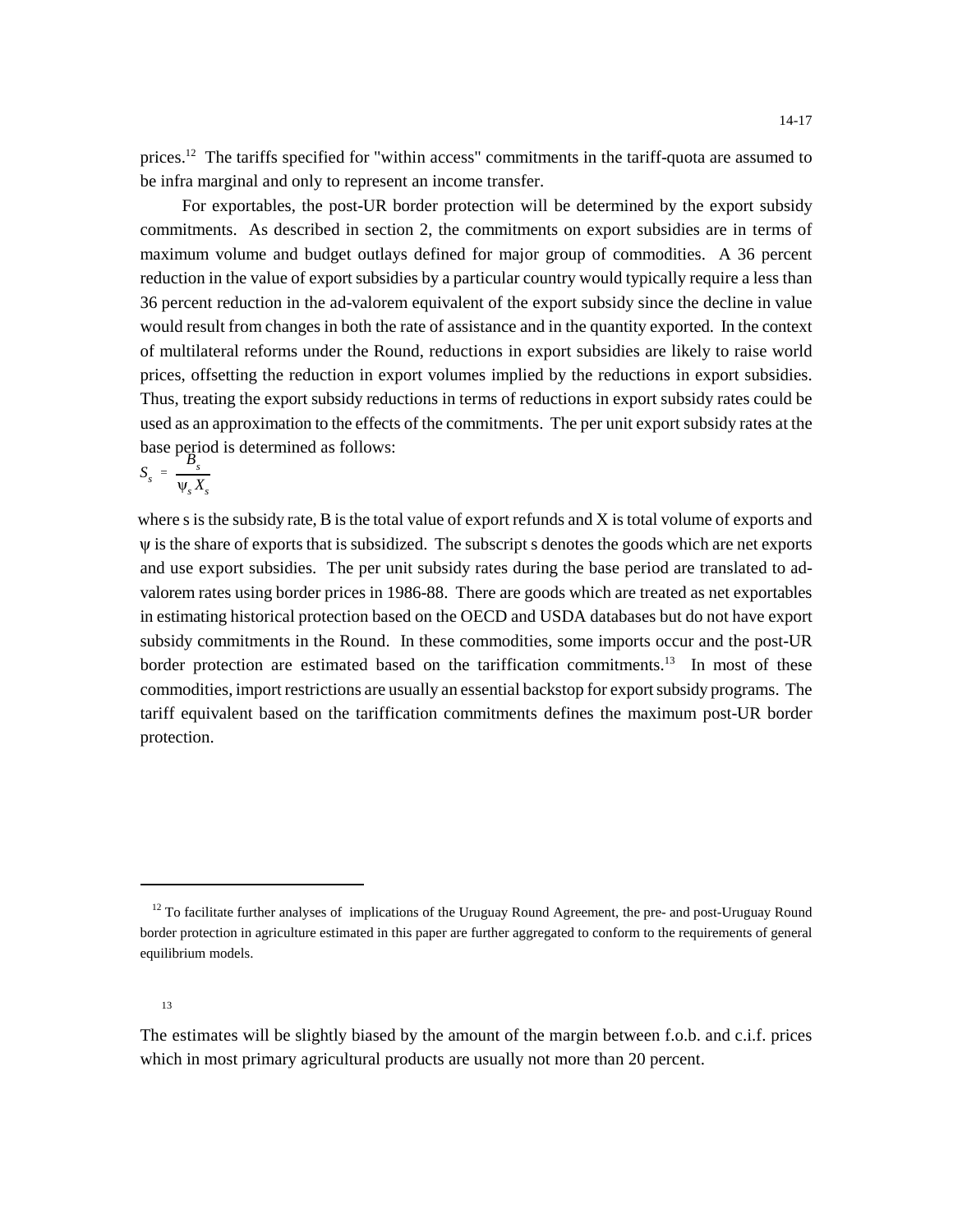prices.[12] The tariffs specified for "within access" commitments in the tariff-quota are assumed to be infra marginal and only to represent an income transfer.

For exportables, the post-UR border protection will be determined by the export subsidy commitments. As described in section 2, the commitments on export subsidies are in terms of maximum volume and budget outlays defined for major group of commodities. A 36 percent reduction in the value of export subsidies by a particular country would typically require a less than 36 percent reduction in the ad-valorem equivalent of the export subsidy since the decline in value would result from changes in both the rate of assistance and in the quantity exported. In the context of multilateral reforms under the Round, reductions in export subsidies are likely to raise world prices, offsetting the reduction in export volumes implied by the reductions in export subsidies. Thus, treating the export subsidy reductions in terms of reductions in export subsidy rates could be used as an approximation to the effects of the commitments. The per unit export subsidy rates at the base period is determined as follows:

$$S_s = \frac{B_s}{\psi_s X_s}$$

where s is the subsidy rate, B is the total value of export refunds and X is total volume of exports and $\psi$ is the share of exports that is subsidized. The subscript s denotes the goods which are net exports and use export subsidies. The per unit subsidy rates during the base period are translated to ad-valorem rates using border prices in 1986-88. There are goods which are treated as net exportables in estimating historical protection based on the OECD and USDA databases but do not have export subsidy commitments in the Round. In these commodities, some imports occur and the post-UR border protection are estimated based on the tariffication commitments.[13] In most of these commodities, import restrictions are usually an essential backstop for export subsidy programs. The tariff equivalent based on the tariffication commitments defines the maximum post-UR border protection.

---

[12] To facilitate further analyses of implications of the Uruguay Round Agreement, the pre- and post-Uruguay Round border protection in agriculture estimated in this paper are further aggregated to conform to the requirements of general equilibrium models.

[13] The estimates will be slightly biased by the amount of the margin between f.o.b. and c.i.f. prices which in most primary agricultural products are usually not more than 20 percent.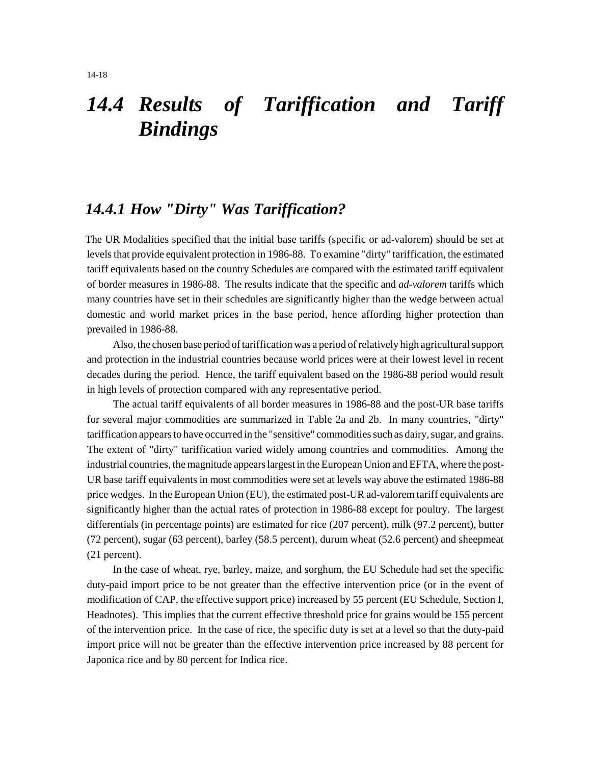# 14.4 Results of Tariffication and Tariff Bindings

## 14.4.1 How "Dirty" Was Tariffication?

The UR Modalities specified that the initial base tariffs (specific or ad-valorem) should be set at levels that provide equivalent protection in 1986-88. To examine "dirty" tariffication, the estimated tariff equivalents based on the country Schedules are compared with the estimated tariff equivalent of border measures in 1986-88. The results indicate that the specific and *ad-valorem* tariffs which many countries have set in their schedules are significantly higher than the wedge between actual domestic and world market prices in the base period, hence affording higher protection than prevailed in 1986-88.

Also, the chosen base period of tariffication was a period of relatively high agricultural support and protection in the industrial countries because world prices were at their lowest level in recent decades during the period. Hence, the tariff equivalent based on the 1986-88 period would result in high levels of protection compared with any representative period.

The actual tariff equivalents of all border measures in 1986-88 and the post-UR base tariffs for several major commodities are summarized in Table 2a and 2b. In many countries, "dirty" tariffication appears to have occurred in the "sensitive" commodities such as dairy, sugar, and grains. The extent of "dirty" tariffication varied widely among countries and commodities. Among the industrial countries, the magnitude appears largest in the European Union and EFTA, where the post-UR base tariff equivalents in most commodities were set at levels way above the estimated 1986-88 price wedges. In the European Union (EU), the estimated post-UR ad-valorem tariff equivalents are significantly higher than the actual rates of protection in 1986-88 except for poultry. The largest differentials (in percentage points) are estimated for rice (207 percent), milk (97.2 percent), butter (72 percent), sugar (63 percent), barley (58.5 percent), durum wheat (52.6 percent) and sheepmeat (21 percent).

In the case of wheat, rye, barley, maize, and sorghum, the EU Schedule had set the specific duty-paid import price to be not greater than the effective intervention price (or in the event of modification of CAP, the effective support price) increased by 55 percent (EU Schedule, Section I, Headnotes). This implies that the current effective threshold price for grains would be 155 percent of the intervention price. In the case of rice, the specific duty is set at a level so that the duty-paid import price will not be greater than the effective intervention price increased by 88 percent for Japonica rice and by 80 percent for Indica rice.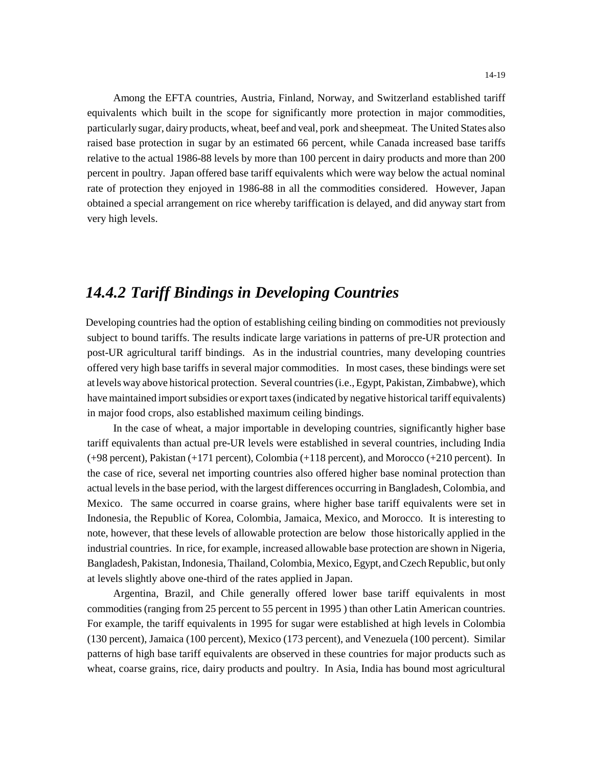Among the EFTA countries, Austria, Finland, Norway, and Switzerland established tariff equivalents which built in the scope for significantly more protection in major commodities, particularly sugar, dairy products, wheat, beef and veal, pork and sheepmeat. The United States also raised base protection in sugar by an estimated 66 percent, while Canada increased base tariffs relative to the actual 1986-88 levels by more than 100 percent in dairy products and more than 200 percent in poultry. Japan offered base tariff equivalents which were way below the actual nominal rate of protection they enjoyed in 1986-88 in all the commodities considered. However, Japan obtained a special arrangement on rice whereby tariffication is delayed, and did anyway start from very high levels.

## *14.4.2 Tariff Bindings in Developing Countries*

Developing countries had the option of establishing ceiling binding on commodities not previously subject to bound tariffs. The results indicate large variations in patterns of pre-UR protection and post-UR agricultural tariff bindings. As in the industrial countries, many developing countries offered very high base tariffs in several major commodities. In most cases, these bindings were set at levels way above historical protection. Several countries (i.e., Egypt, Pakistan, Zimbabwe), which have maintained import subsidies or export taxes (indicated by negative historical tariff equivalents) in major food crops, also established maximum ceiling bindings.

In the case of wheat, a major importable in developing countries, significantly higher base tariff equivalents than actual pre-UR levels were established in several countries, including India (+98 percent), Pakistan (+171 percent), Colombia (+118 percent), and Morocco (+210 percent). In the case of rice, several net importing countries also offered higher base nominal protection than actual levels in the base period, with the largest differences occurring in Bangladesh, Colombia, and Mexico. The same occurred in coarse grains, where higher base tariff equivalents were set in Indonesia, the Republic of Korea, Colombia, Jamaica, Mexico, and Morocco. It is interesting to note, however, that these levels of allowable protection are below those historically applied in the industrial countries. In rice, for example, increased allowable base protection are shown in Nigeria, Bangladesh, Pakistan, Indonesia, Thailand, Colombia, Mexico, Egypt, and Czech Republic, but only at levels slightly above one-third of the rates applied in Japan.

Argentina, Brazil, and Chile generally offered lower base tariff equivalents in most commodities (ranging from 25 percent to 55 percent in 1995 ) than other Latin American countries. For example, the tariff equivalents in 1995 for sugar were established at high levels in Colombia (130 percent), Jamaica (100 percent), Mexico (173 percent), and Venezuela (100 percent). Similar patterns of high base tariff equivalents are observed in these countries for major products such as wheat, coarse grains, rice, dairy products and poultry. In Asia, India has bound most agricultural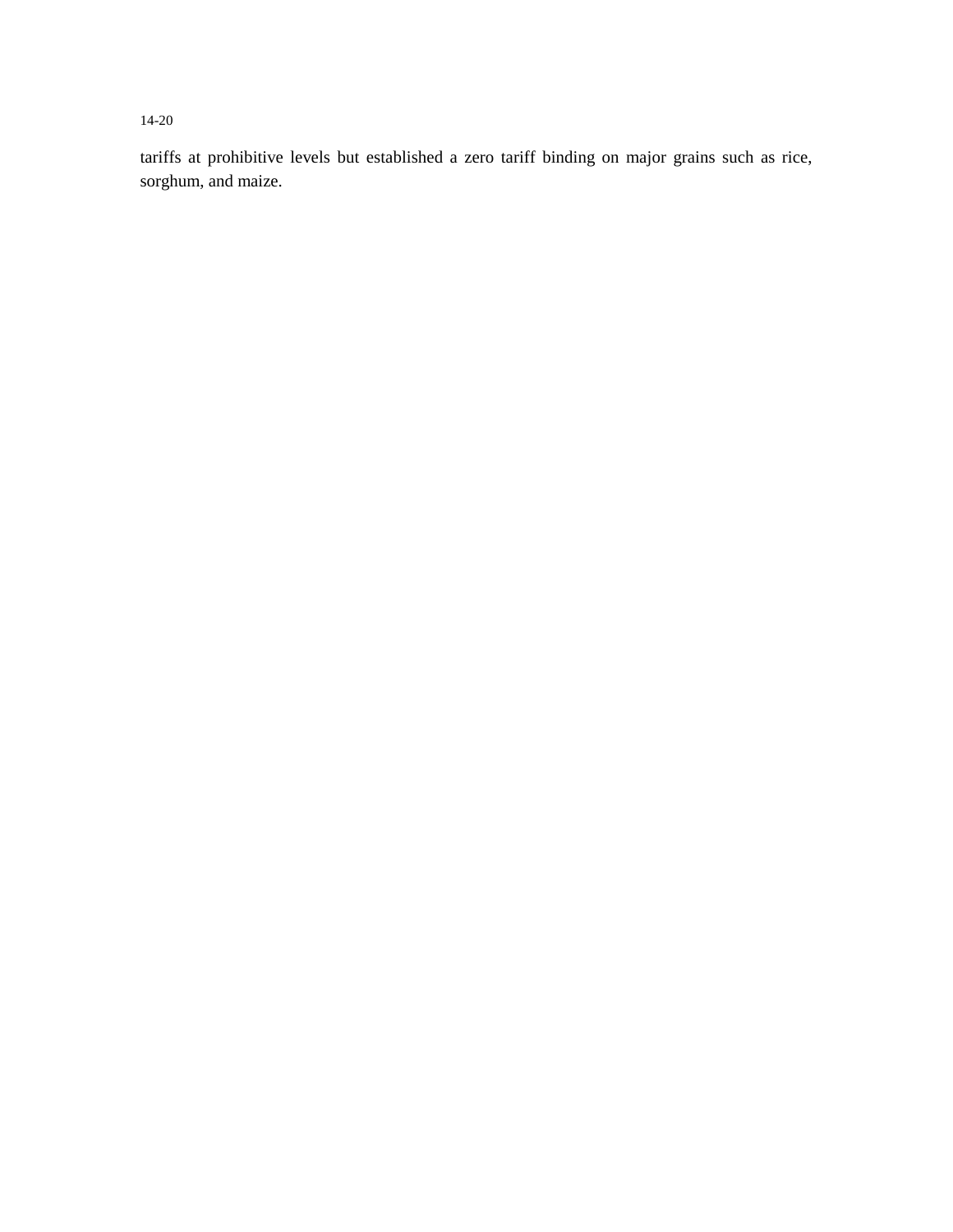tariffs at prohibitive levels but established a zero tariff binding on major grains such as rice, sorghum, and maize.